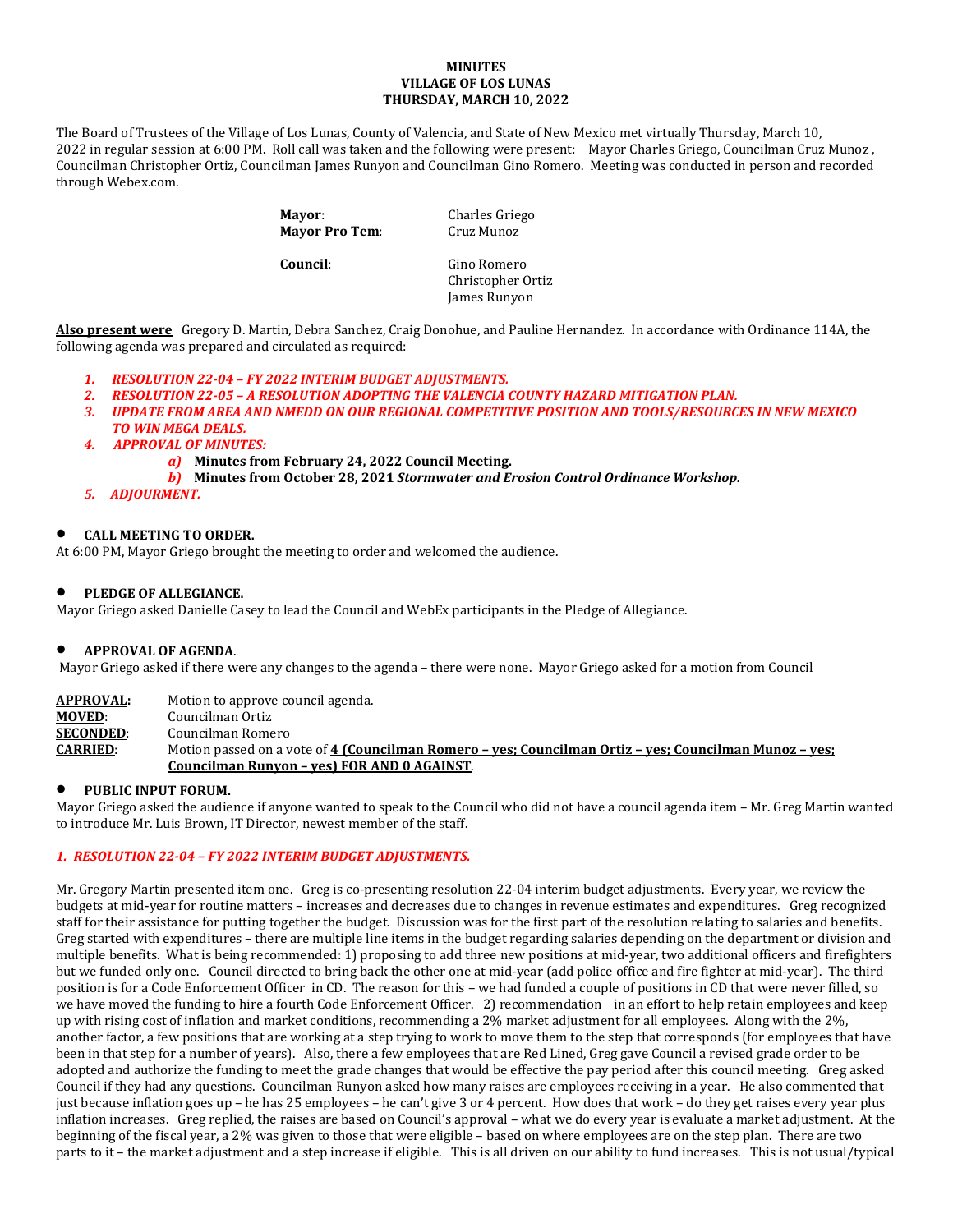**MINUTES**
**VILLAGE OF LOS LUNAS**
**THURSDAY, MARCH 10, 2022**

The Board of Trustees of the Village of Los Lunas, County of Valencia, and State of New Mexico met virtually Thursday, March 10, 2022 in regular session at 6:00 PM. Roll call was taken and the following were present: Mayor Charles Griego, Councilman Cruz Munoz , Councilman Christopher Ortiz, Councilman James Runyon and Councilman Gino Romero. Meeting was conducted in person and recorded through Webex.com.

| | |
|---|---|
| **Mayor**: | Charles Griego |
| **Mayor Pro Tem**: | Cruz Munoz |
| **Council**: | Gino Romero |
| | Christopher Ortiz |
| | James Runyon |

**Also present were** Gregory D. Martin, Debra Sanchez, Craig Donohue, and Pauline Hernandez. In accordance with Ordinance 114A, the following agenda was prepared and circulated as required:

1. ***RESOLUTION 22-04 – FY 2022 INTERIM BUDGET ADJUSTMENTS.***
2. ***RESOLUTION 22-05 – A RESOLUTION ADOPTING THE VALENCIA COUNTY HAZARD MITIGATION PLAN.***
3. ***UPDATE FROM AREA AND NMEDD ON OUR REGIONAL COMPETITIVE POSITION AND TOOLS/RESOURCES IN NEW MEXICO TO WIN MEGA DEALS.***
4. ***APPROVAL OF MINUTES:***
   - *a)* **Minutes from February 24, 2022 Council Meeting.**
   - *b)* **Minutes from October 28, 2021 *Stormwater and Erosion Control Ordinance Workshop.***
5. ***ADJOURMENT.***

- **CALL MEETING TO ORDER.**

At 6:00 PM, Mayor Griego brought the meeting to order and welcomed the audience.

- **PLEDGE OF ALLEGIANCE.**

Mayor Griego asked Danielle Casey to lead the Council and WebEx participants in the Pledge of Allegiance.

- **APPROVAL OF AGENDA**.

Mayor Griego asked if there were any changes to the agenda – there were none. Mayor Griego asked for a motion from Council

| | |
|---|---|
| **APPROVAL:** | Motion to approve council agenda. |
| **MOVED**: | Councilman Ortiz |
| **SECONDED**: | Councilman Romero |
| **CARRIED**: | Motion passed on a vote of **4 (Councilman Romero – yes; Councilman Ortiz – yes; Councilman Munoz – yes; Councilman Runyon – yes) FOR AND 0 AGAINST**. |

- **PUBLIC INPUT FORUM.**

Mayor Griego asked the audience if anyone wanted to speak to the Council who did not have a council agenda item – Mr. Greg Martin wanted to introduce Mr. Luis Brown, IT Director, newest member of the staff.

***1. RESOLUTION 22-04 – FY 2022 INTERIM BUDGET ADJUSTMENTS.***

Mr. Gregory Martin presented item one. Greg is co-presenting resolution 22-04 interim budget adjustments. Every year, we review the budgets at mid-year for routine matters – increases and decreases due to changes in revenue estimates and expenditures. Greg recognized staff for their assistance for putting together the budget. Discussion was for the first part of the resolution relating to salaries and benefits. Greg started with expenditures – there are multiple line items in the budget regarding salaries depending on the department or division and multiple benefits. What is being recommended: 1) proposing to add three new positions at mid-year, two additional officers and firefighters but we funded only one. Council directed to bring back the other one at mid-year (add police office and fire fighter at mid-year). The third position is for a Code Enforcement Officer in CD. The reason for this – we had funded a couple of positions in CD that were never filled, so we have moved the funding to hire a fourth Code Enforcement Officer. 2) recommendation in an effort to help retain employees and keep up with rising cost of inflation and market conditions, recommending a 2% market adjustment for all employees. Along with the 2%, another factor, a few positions that are working at a step trying to work to move them to the step that corresponds (for employees that have been in that step for a number of years). Also, there a few employees that are Red Lined, Greg gave Council a revised grade order to be adopted and authorize the funding to meet the grade changes that would be effective the pay period after this council meeting. Greg asked Council if they had any questions. Councilman Runyon asked how many raises are employees receiving in a year. He also commented that just because inflation goes up – he has 25 employees – he can't give 3 or 4 percent. How does that work – do they get raises every year plus inflation increases. Greg replied, the raises are based on Council's approval – what we do every year is evaluate a market adjustment. At the beginning of the fiscal year, a 2% was given to those that were eligible – based on where employees are on the step plan. There are two parts to it – the market adjustment and a step increase if eligible. This is all driven on our ability to fund increases. This is not usual/typical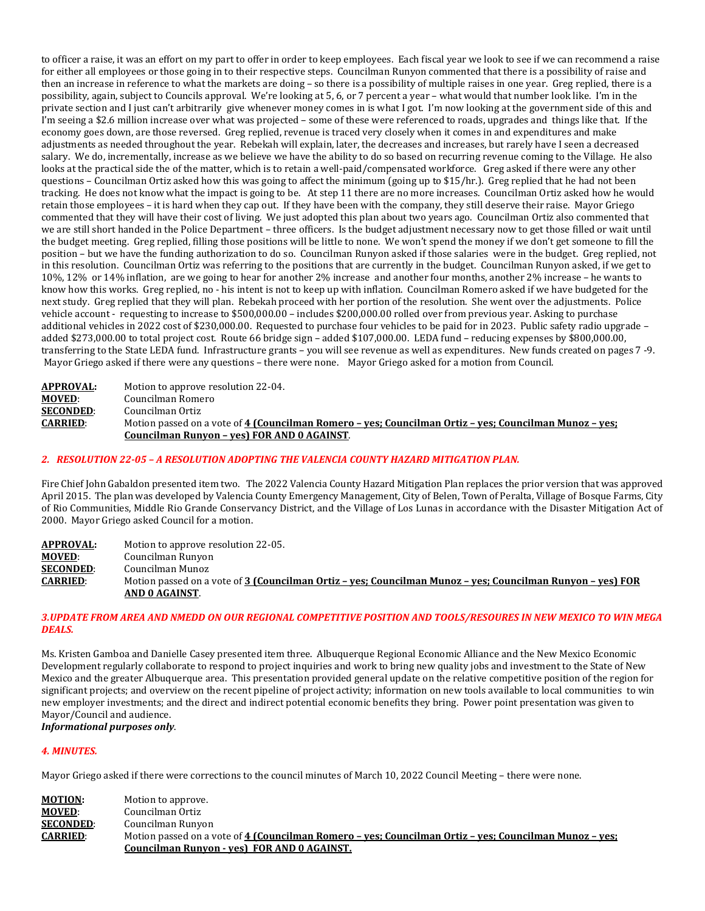to officer a raise, it was an effort on my part to offer in order to keep employees. Each fiscal year we look to see if we can recommend a raise for either all employees or those going in to their respective steps. Councilman Runyon commented that there is a possibility of raise and then an increase in reference to what the markets are doing – so there is a possibility of multiple raises in one year. Greg replied, there is a possibility, again, subject to Councils approval. We're looking at 5, 6, or 7 percent a year – what would that number look like. I'm in the private section and I just can't arbitrarily give whenever money comes in is what I got. I'm now looking at the government side of this and I'm seeing a $2.6 million increase over what was projected – some of these were referenced to roads, upgrades and things like that. If the economy goes down, are those reversed. Greg replied, revenue is traced very closely when it comes in and expenditures and make adjustments as needed throughout the year. Rebekah will explain, later, the decreases and increases, but rarely have I seen a decreased salary. We do, incrementally, increase as we believe we have the ability to do so based on recurring revenue coming to the Village. He also looks at the practical side the of the matter, which is to retain a well-paid/compensated workforce. Greg asked if there were any other questions – Councilman Ortiz asked how this was going to affect the minimum (going up to $15/hr.). Greg replied that he had not been tracking. He does not know what the impact is going to be. At step 11 there are no more increases. Councilman Ortiz asked how he would retain those employees – it is hard when they cap out. If they have been with the company, they still deserve their raise. Mayor Griego commented that they will have their cost of living. We just adopted this plan about two years ago. Councilman Ortiz also commented that we are still short handed in the Police Department – three officers. Is the budget adjustment necessary now to get those filled or wait until the budget meeting. Greg replied, filling those positions will be little to none. We won't spend the money if we don't get someone to fill the position – but we have the funding authorization to do so. Councilman Runyon asked if those salaries were in the budget. Greg replied, not in this resolution. Councilman Ortiz was referring to the positions that are currently in the budget. Councilman Runyon asked, if we get to 10%, 12% or 14% inflation, are we going to hear for another 2% increase and another four months, another 2% increase – he wants to know how this works. Greg replied, no - his intent is not to keep up with inflation. Councilman Romero asked if we have budgeted for the next study. Greg replied that they will plan. Rebekah proceed with her portion of the resolution. She went over the adjustments. Police vehicle account - requesting to increase to $500,000.00 – includes $200,000.00 rolled over from previous year. Asking to purchase additional vehicles in 2022 cost of $230,000.00. Requested to purchase four vehicles to be paid for in 2023. Public safety radio upgrade – added $273,000.00 to total project cost. Route 66 bridge sign – added $107,000.00. LEDA fund – reducing expenses by $800,000.00, transferring to the State LEDA fund. Infrastructure grants – you will see revenue as well as expenditures. New funds created on pages 7 -9. Mayor Griego asked if there were any questions – there were none. Mayor Griego asked for a motion from Council.

| | |
|---|---|
| **APPROVAL:** | Motion to approve resolution 22-04. |
| **MOVED**: | Councilman Romero |
| **SECONDED**: | Councilman Ortiz |
| **CARRIED**: | Motion passed on a vote of **4 (Councilman Romero – yes; Councilman Ortiz – yes; Councilman Munoz – yes; Councilman Runyon – yes) FOR AND 0 AGAINST**. |

### *2. RESOLUTION 22-05 – A RESOLUTION ADOPTING THE VALENCIA COUNTY HAZARD MITIGATION PLAN.*

Fire Chief John Gabaldon presented item two. The 2022 Valencia County Hazard Mitigation Plan replaces the prior version that was approved April 2015. The plan was developed by Valencia County Emergency Management, City of Belen, Town of Peralta, Village of Bosque Farms, City of Rio Communities, Middle Rio Grande Conservancy District, and the Village of Los Lunas in accordance with the Disaster Mitigation Act of 2000. Mayor Griego asked Council for a motion.

| | |
|---|---|
| **APPROVAL:** | Motion to approve resolution 22-05. |
| **MOVED**: | Councilman Runyon |
| **SECONDED**: | Councilman Munoz |
| **CARRIED**: | Motion passed on a vote of **3 (Councilman Ortiz – yes; Councilman Munoz – yes; Councilman Runyon – yes) FOR AND 0 AGAINST**. |

### *3.UPDATE FROM AREA AND NMEDD ON OUR REGIONAL COMPETITIVE POSITION AND TOOLS/RESOURES IN NEW MEXICO TO WIN MEGA DEALS.*

Ms. Kristen Gamboa and Danielle Casey presented item three. Albuquerque Regional Economic Alliance and the New Mexico Economic Development regularly collaborate to respond to project inquiries and work to bring new quality jobs and investment to the State of New Mexico and the greater Albuquerque area. This presentation provided general update on the relative competitive position of the region for significant projects; and overview on the recent pipeline of project activity; information on new tools available to local communities to win new employer investments; and the direct and indirect potential economic benefits they bring. Power point presentation was given to Mayor/Council and audience.
***Informational purposes only***.

### *4. MINUTES.*

Mayor Griego asked if there were corrections to the council minutes of March 10, 2022 Council Meeting – there were none.

| | |
|---|---|
| **MOTION:** | Motion to approve. |
| **MOVED**: | Councilman Ortiz |
| **SECONDED**: | Councilman Runyon |
| **CARRIED**: | Motion passed on a vote of **4 (Councilman Romero – yes; Councilman Ortiz – yes; Councilman Munoz – yes; Councilman Runyon - yes) FOR AND 0 AGAINST.** |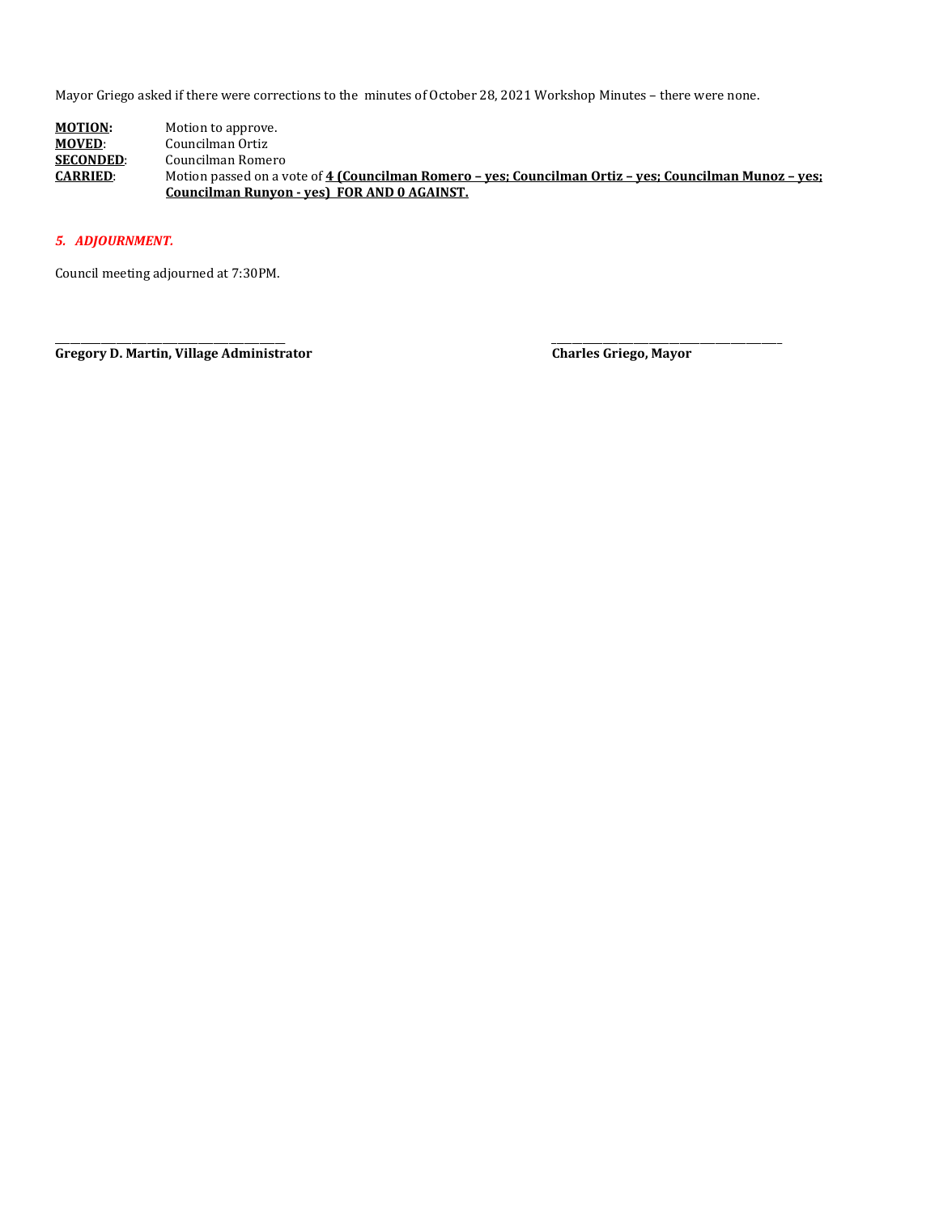Mayor Griego asked if there were corrections to the minutes of October 28, 2021 Workshop Minutes – there were none.

**MOTION:** Motion to approve.
**MOVED**: Councilman Ortiz
**SECONDED**: Councilman Romero
**CARRIED**: Motion passed on a vote of **4 (Councilman Romero – yes; Councilman Ortiz – yes; Councilman Munoz – yes; Councilman Runyon - yes) FOR AND 0 AGAINST.**

### *5. ADJOURNMENT.*

Council meeting adjourned at 7:30PM.

\_\_\_\_\_\_\_\_\_\_\_\_\_\_\_\_\_\_\_\_\_\_\_\_\_\_\_\_\_\_\_\_\_\_\_\_\_\_\_\_
**Gregory D. Martin, Village Administrator**

\_\_\_\_\_\_\_\_\_\_\_\_\_\_\_\_\_\_\_\_\_\_\_\_\_\_\_\_\_\_\_\_\_\_\_\_\_\_\_\_
**Charles Griego, Mayor**